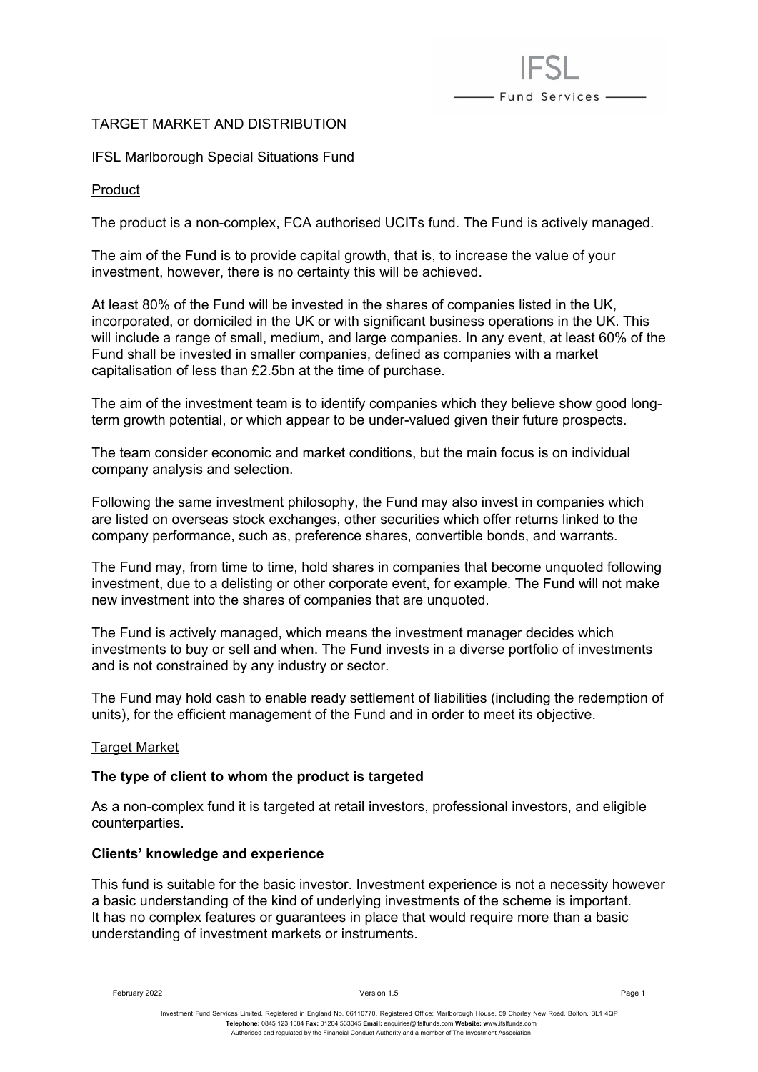# TARGET MARKET AND DISTRIBUTION

## IFSL Marlborough Special Situations Fund

### Product

The product is a non-complex, FCA authorised UCITs fund. The Fund is actively managed.

The aim of the Fund is to provide capital growth, that is, to increase the value of your investment, however, there is no certainty this will be achieved.

At least 80% of the Fund will be invested in the shares of companies listed in the UK, incorporated, or domiciled in the UK or with significant business operations in the UK. This will include a range of small, medium, and large companies. In any event, at least 60% of the Fund shall be invested in smaller companies, defined as companies with a market capitalisation of less than £2.5bn at the time of purchase.

The aim of the investment team is to identify companies which they believe show good long-term growth potential, or which appear to be under-valued given their future prospects.

The team consider economic and market conditions, but the main focus is on individual company analysis and selection.

Following the same investment philosophy, the Fund may also invest in companies which are listed on overseas stock exchanges, other securities which offer returns linked to the company performance, such as, preference shares, convertible bonds, and warrants.

The Fund may, from time to time, hold shares in companies that become unquoted following investment, due to a delisting or other corporate event, for example. The Fund will not make new investment into the shares of companies that are unquoted.

The Fund is actively managed, which means the investment manager decides which investments to buy or sell and when. The Fund invests in a diverse portfolio of investments and is not constrained by any industry or sector.

The Fund may hold cash to enable ready settlement of liabilities (including the redemption of units), for the efficient management of the Fund and in order to meet its objective.

### Target Market

**The type of client to whom the product is targeted**

As a non-complex fund it is targeted at retail investors, professional investors, and eligible counterparties.

**Clients' knowledge and experience**

This fund is suitable for the basic investor. Investment experience is not a necessity however a basic understanding of the kind of underlying investments of the scheme is important. It has no complex features or guarantees in place that would require more than a basic understanding of investment markets or instruments.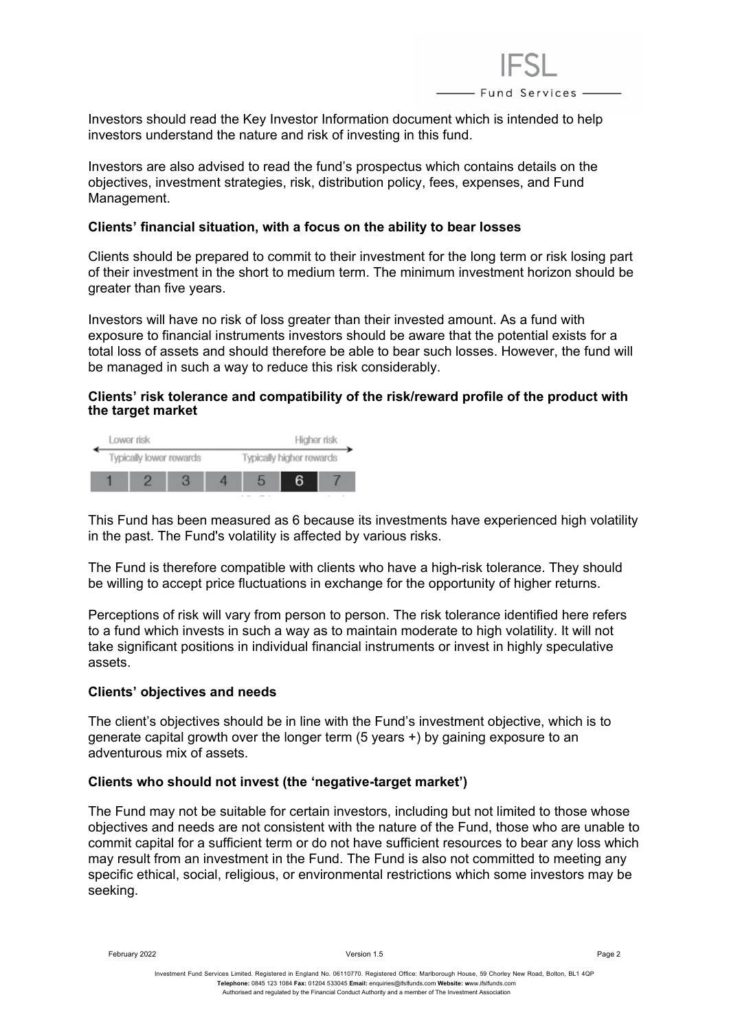Investors should read the Key Investor Information document which is intended to help investors understand the nature and risk of investing in this fund.

Investors are also advised to read the fund's prospectus which contains details on the objectives, investment strategies, risk, distribution policy, fees, expenses, and Fund Management.

**Clients' financial situation, with a focus on the ability to bear losses**

Clients should be prepared to commit to their investment for the long term or risk losing part of their investment in the short to medium term. The minimum investment horizon should be greater than five years.

Investors will have no risk of loss greater than their invested amount. As a fund with exposure to financial instruments investors should be aware that the potential exists for a total loss of assets and should therefore be able to bear such losses. However, the fund will be managed in such a way to reduce this risk considerably.

**Clients' risk tolerance and compatibility of the risk/reward profile of the product with the target market**

| Lower risk | | | | | | Higher risk |
|---|---|---|---|---|---|---|
| Typically lower rewards | | | | Typically higher rewards | | |
| 1 | 2 | 3 | 4 | 5 | **6** | 7 |

This Fund has been measured as 6 because its investments have experienced high volatility in the past. The Fund's volatility is affected by various risks.

The Fund is therefore compatible with clients who have a high-risk tolerance. They should be willing to accept price fluctuations in exchange for the opportunity of higher returns.

Perceptions of risk will vary from person to person. The risk tolerance identified here refers to a fund which invests in such a way as to maintain moderate to high volatility. It will not take significant positions in individual financial instruments or invest in highly speculative assets.

**Clients' objectives and needs**

The client's objectives should be in line with the Fund's investment objective, which is to generate capital growth over the longer term (5 years +) by gaining exposure to an adventurous mix of assets.

**Clients who should not invest (the 'negative-target market')**

The Fund may not be suitable for certain investors, including but not limited to those whose objectives and needs are not consistent with the nature of the Fund, those who are unable to commit capital for a sufficient term or do not have sufficient resources to bear any loss which may result from an investment in the Fund. The Fund is also not committed to meeting any specific ethical, social, religious, or environmental restrictions which some investors may be seeking.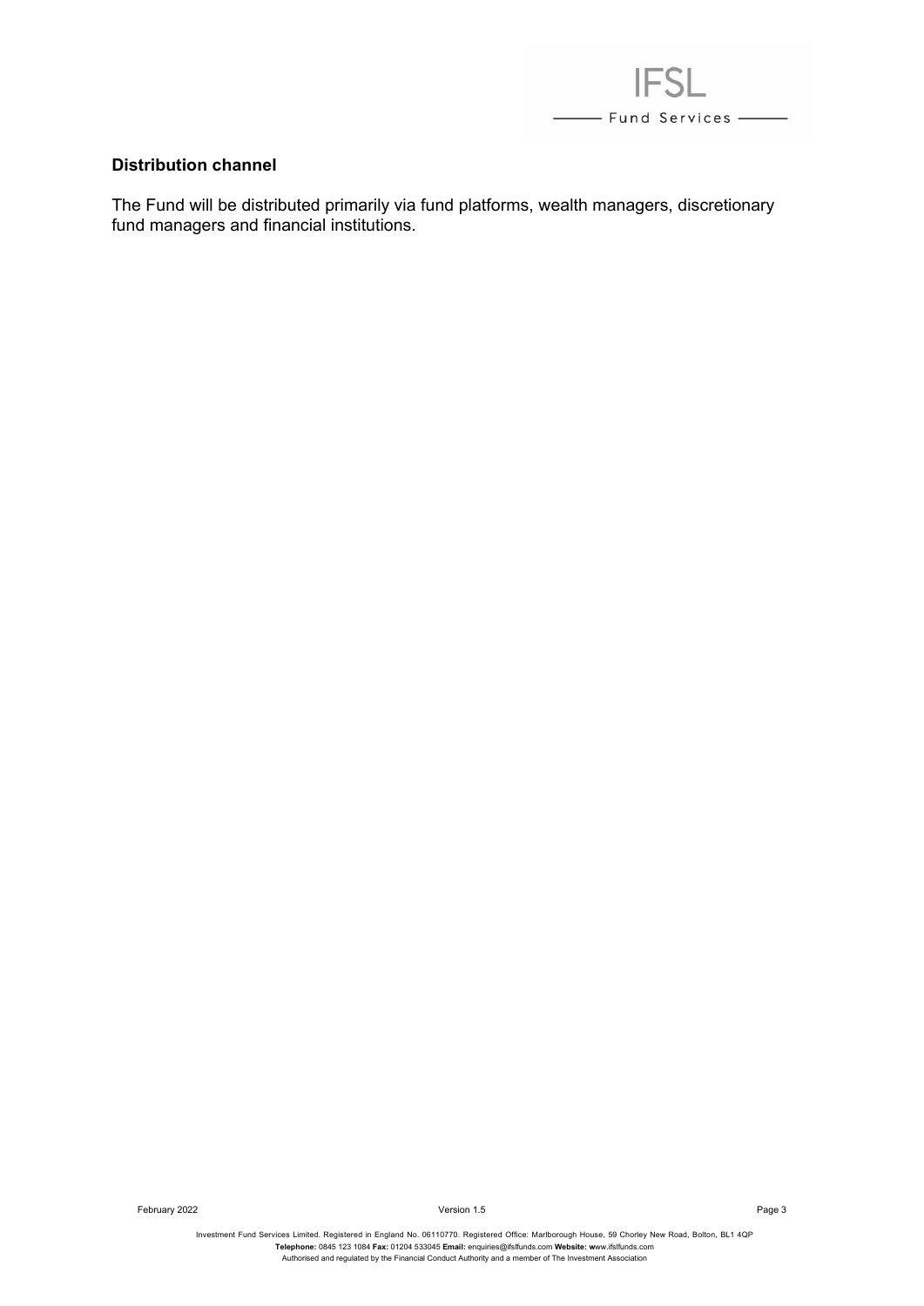## Distribution channel

The Fund will be distributed primarily via fund platforms, wealth managers, discretionary fund managers and financial institutions.